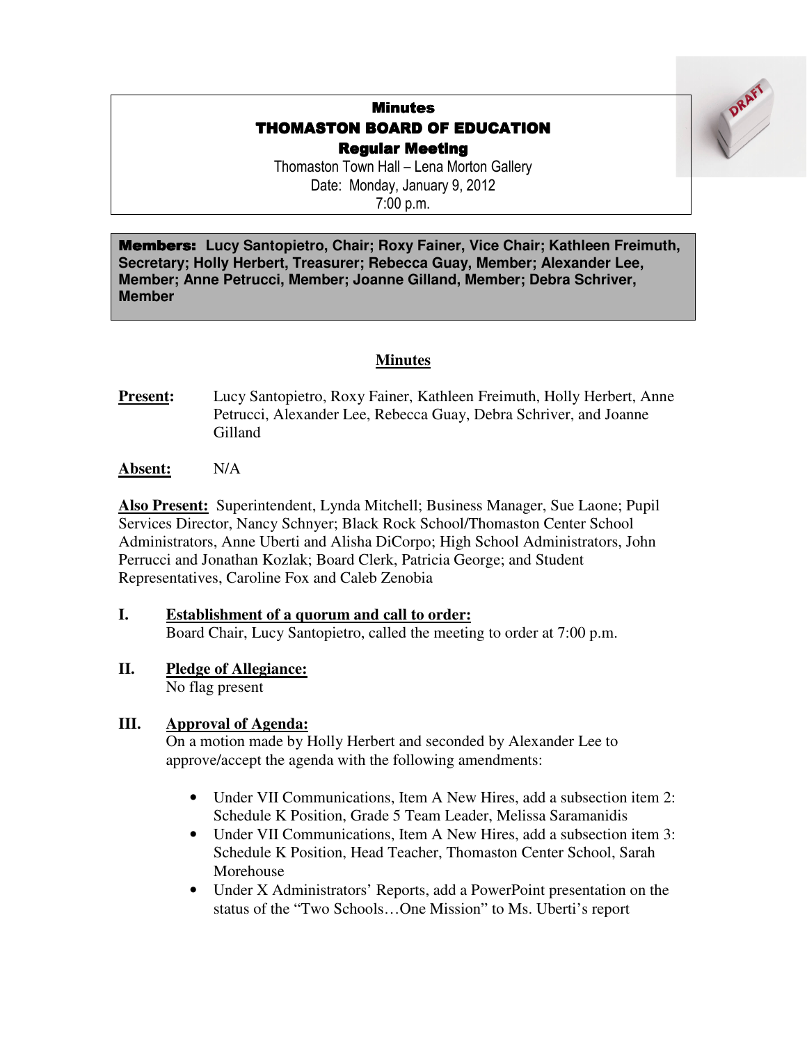# Minutes
# THOMASTON BOARD OF EDUCATION
## Regular Meeting

Thomaston Town Hall – Lena Morton Gallery
Date: Monday, January 9, 2012
7:00 p.m.

**Members: Lucy Santopietro, Chair; Roxy Fainer, Vice Chair; Kathleen Freimuth, Secretary; Holly Herbert, Treasurer; Rebecca Guay, Member; Alexander Lee, Member; Anne Petrucci, Member; Joanne Gilland, Member; Debra Schriver, Member**

## Minutes

**Present:** Lucy Santopietro, Roxy Fainer, Kathleen Freimuth, Holly Herbert, Anne Petrucci, Alexander Lee, Rebecca Guay, Debra Schriver, and Joanne Gilland

**Absent:** N/A

**Also Present:** Superintendent, Lynda Mitchell; Business Manager, Sue Laone; Pupil Services Director, Nancy Schnyer; Black Rock School/Thomaston Center School Administrators, Anne Uberti and Alisha DiCorpo; High School Administrators, John Perrucci and Jonathan Kozlak; Board Clerk, Patricia George; and Student Representatives, Caroline Fox and Caleb Zenobia

**I. Establishment of a quorum and call to order:**
Board Chair, Lucy Santopietro, called the meeting to order at 7:00 p.m.

**II. Pledge of Allegiance:**
No flag present

**III. Approval of Agenda:**
On a motion made by Holly Herbert and seconded by Alexander Lee to approve/accept the agenda with the following amendments:

- Under VII Communications, Item A New Hires, add a subsection item 2: Schedule K Position, Grade 5 Team Leader, Melissa Saramanidis
- Under VII Communications, Item A New Hires, add a subsection item 3: Schedule K Position, Head Teacher, Thomaston Center School, Sarah Morehouse
- Under X Administrators' Reports, add a PowerPoint presentation on the status of the "Two Schools…One Mission" to Ms. Uberti's report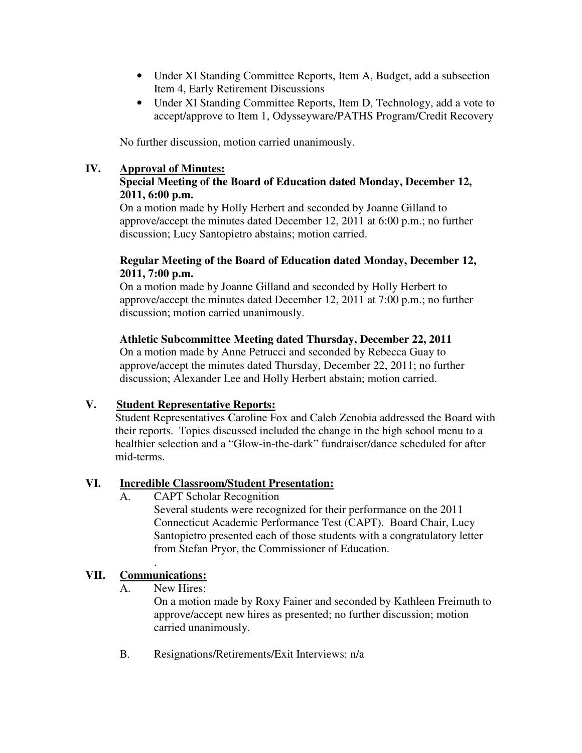- Under XI Standing Committee Reports, Item A, Budget, add a subsection Item 4, Early Retirement Discussions
- Under XI Standing Committee Reports, Item D, Technology, add a vote to accept/approve to Item 1, Odysseyware/PATHS Program/Credit Recovery

No further discussion, motion carried unanimously.

## IV. Approval of Minutes:

**Special Meeting of the Board of Education dated Monday, December 12, 2011, 6:00 p.m.**

On a motion made by Holly Herbert and seconded by Joanne Gilland to approve/accept the minutes dated December 12, 2011 at 6:00 p.m.; no further discussion; Lucy Santopietro abstains; motion carried.

**Regular Meeting of the Board of Education dated Monday, December 12, 2011, 7:00 p.m.**

On a motion made by Joanne Gilland and seconded by Holly Herbert to approve/accept the minutes dated December 12, 2011 at 7:00 p.m.; no further discussion; motion carried unanimously.

**Athletic Subcommittee Meeting dated Thursday, December 22, 2011**

On a motion made by Anne Petrucci and seconded by Rebecca Guay to approve/accept the minutes dated Thursday, December 22, 2011; no further discussion; Alexander Lee and Holly Herbert abstain; motion carried.

## V. Student Representative Reports:

Student Representatives Caroline Fox and Caleb Zenobia addressed the Board with their reports. Topics discussed included the change in the high school menu to a healthier selection and a "Glow-in-the-dark" fundraiser/dance scheduled for after mid-terms.

## VI. Incredible Classroom/Student Presentation:

A. CAPT Scholar Recognition

Several students were recognized for their performance on the 2011 Connecticut Academic Performance Test (CAPT). Board Chair, Lucy Santopietro presented each of those students with a congratulatory letter from Stefan Pryor, the Commissioner of Education.

.

## VII. Communications:

A. New Hires:

On a motion made by Roxy Fainer and seconded by Kathleen Freimuth to approve/accept new hires as presented; no further discussion; motion carried unanimously.

B. Resignations/Retirements/Exit Interviews: n/a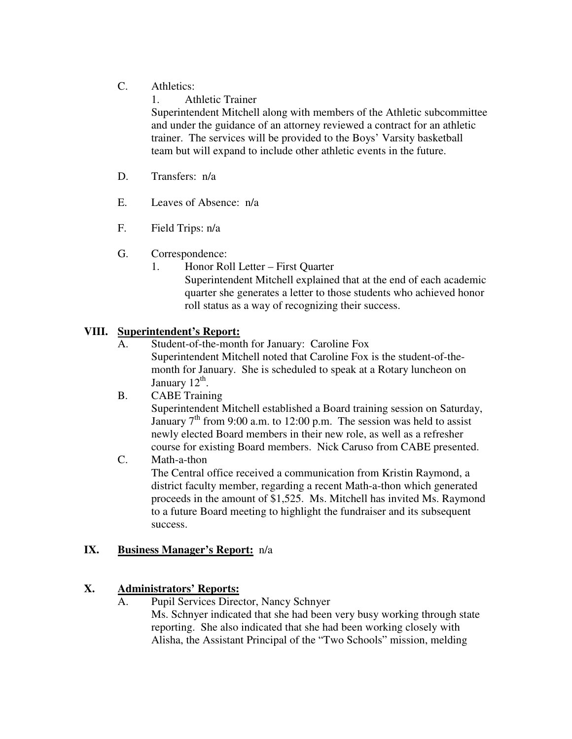C. Athletics:

1. Athletic Trainer

Superintendent Mitchell along with members of the Athletic subcommittee and under the guidance of an attorney reviewed a contract for an athletic trainer. The services will be provided to the Boys' Varsity basketball team but will expand to include other athletic events in the future.

D. Transfers: n/a

E. Leaves of Absence: n/a

F. Field Trips: n/a

G. Correspondence:

1. Honor Roll Letter – First Quarter

Superintendent Mitchell explained that at the end of each academic quarter she generates a letter to those students who achieved honor roll status as a way of recognizing their success.

## VIII. **Superintendent's Report:**

A. Student-of-the-month for January: Caroline Fox

Superintendent Mitchell noted that Caroline Fox is the student-of-the-month for January. She is scheduled to speak at a Rotary luncheon on January 12th.

B. CABE Training

Superintendent Mitchell established a Board training session on Saturday, January 7th from 9:00 a.m. to 12:00 p.m. The session was held to assist newly elected Board members in their new role, as well as a refresher course for existing Board members. Nick Caruso from CABE presented.

C. Math-a-thon

The Central office received a communication from Kristin Raymond, a district faculty member, regarding a recent Math-a-thon which generated proceeds in the amount of $1,525. Ms. Mitchell has invited Ms. Raymond to a future Board meeting to highlight the fundraiser and its subsequent success.

## IX. **Business Manager's Report:** n/a

## X. **Administrators' Reports:**

A. Pupil Services Director, Nancy Schnyer

Ms. Schnyer indicated that she had been very busy working through state reporting. She also indicated that she had been working closely with Alisha, the Assistant Principal of the "Two Schools" mission, melding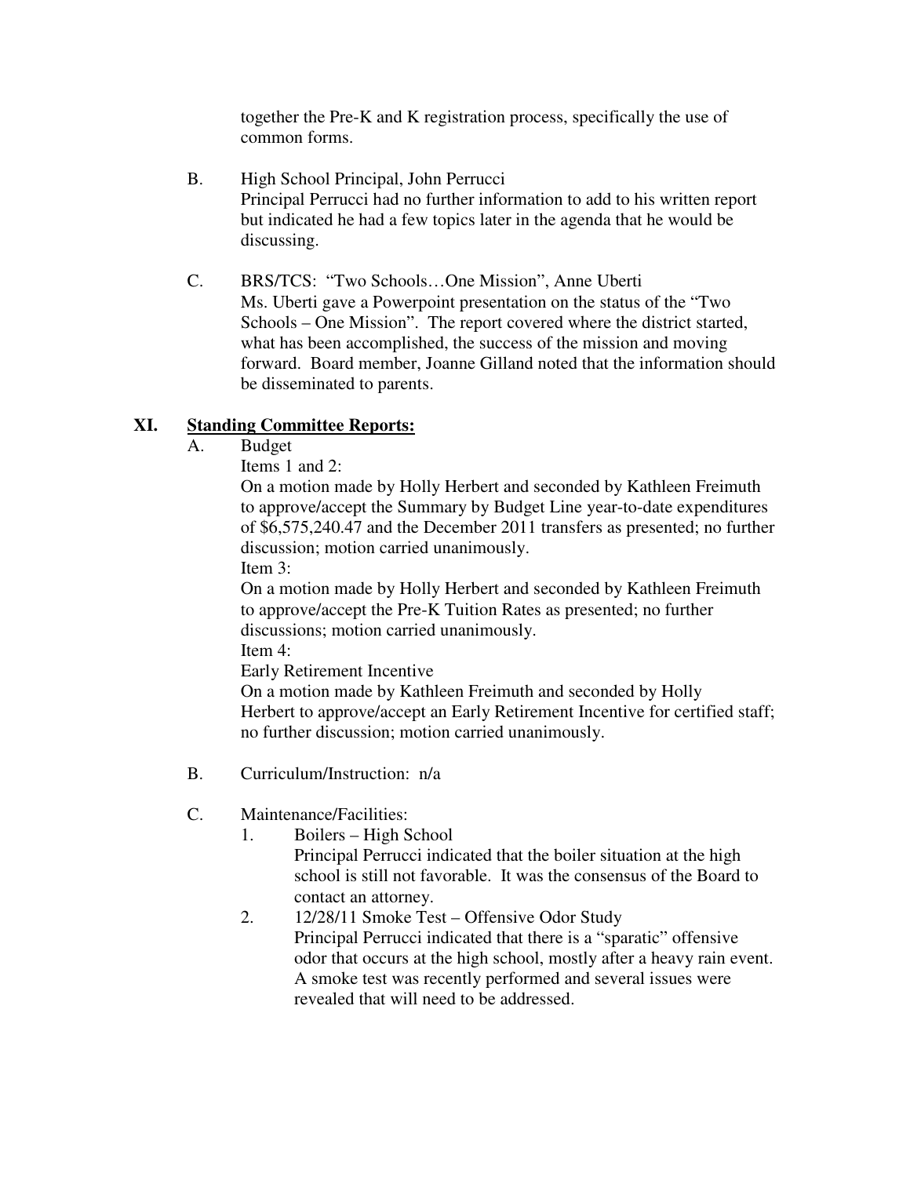together the Pre-K and K registration process, specifically the use of common forms.

B. High School Principal, John Perrucci
Principal Perrucci had no further information to add to his written report but indicated he had a few topics later in the agenda that he would be discussing.

C. BRS/TCS: "Two Schools…One Mission", Anne Uberti
Ms. Uberti gave a Powerpoint presentation on the status of the "Two Schools – One Mission". The report covered where the district started, what has been accomplished, the success of the mission and moving forward. Board member, Joanne Gilland noted that the information should be disseminated to parents.

## XI. <u>Standing Committee Reports:</u>

A. Budget

Items 1 and 2:
On a motion made by Holly Herbert and seconded by Kathleen Freimuth to approve/accept the Summary by Budget Line year-to-date expenditures of $6,575,240.47 and the December 2011 transfers as presented; no further discussion; motion carried unanimously.

Item 3:
On a motion made by Holly Herbert and seconded by Kathleen Freimuth to approve/accept the Pre-K Tuition Rates as presented; no further discussions; motion carried unanimously.

Item 4:
Early Retirement Incentive
On a motion made by Kathleen Freimuth and seconded by Holly Herbert to approve/accept an Early Retirement Incentive for certified staff; no further discussion; motion carried unanimously.

B. Curriculum/Instruction: n/a

C. Maintenance/Facilities:

1. Boilers – High School
Principal Perrucci indicated that the boiler situation at the high school is still not favorable. It was the consensus of the Board to contact an attorney.
2. 12/28/11 Smoke Test – Offensive Odor Study
Principal Perrucci indicated that there is a "sparatic" offensive odor that occurs at the high school, mostly after a heavy rain event. A smoke test was recently performed and several issues were revealed that will need to be addressed.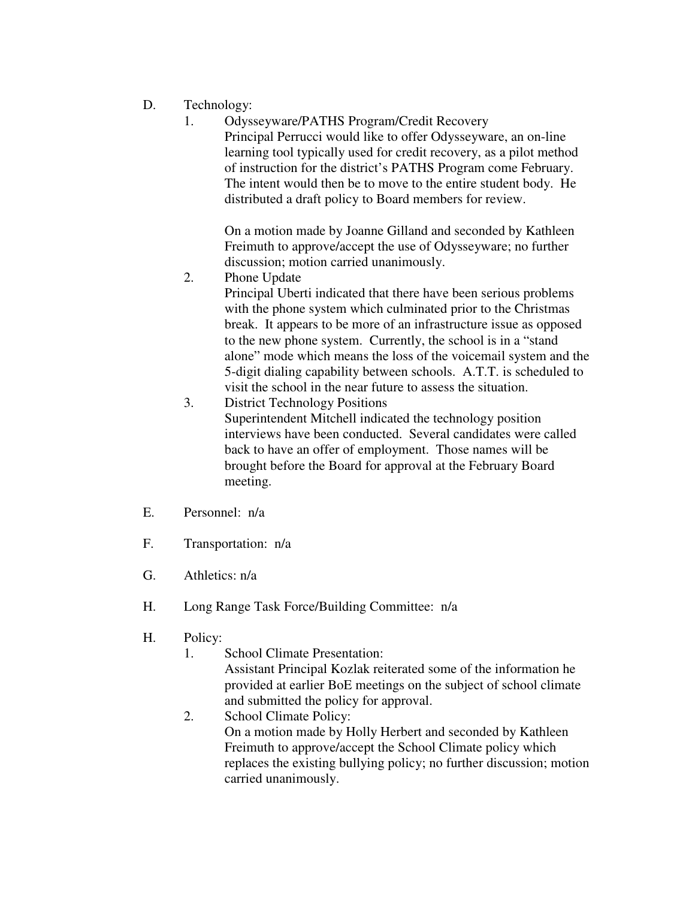D. Technology:

1. Odysseyware/PATHS Program/Credit Recovery
   Principal Perrucci would like to offer Odysseyware, an on-line learning tool typically used for credit recovery, as a pilot method of instruction for the district's PATHS Program come February. The intent would then be to move to the entire student body. He distributed a draft policy to Board members for review.

   On a motion made by Joanne Gilland and seconded by Kathleen Freimuth to approve/accept the use of Odysseyware; no further discussion; motion carried unanimously.
2. Phone Update
   Principal Uberti indicated that there have been serious problems with the phone system which culminated prior to the Christmas break. It appears to be more of an infrastructure issue as opposed to the new phone system. Currently, the school is in a "stand alone" mode which means the loss of the voicemail system and the 5-digit dialing capability between schools. A.T.T. is scheduled to visit the school in the near future to assess the situation.
3. District Technology Positions
   Superintendent Mitchell indicated the technology position interviews have been conducted. Several candidates were called back to have an offer of employment. Those names will be brought before the Board for approval at the February Board meeting.

E. Personnel: n/a

F. Transportation: n/a

G. Athletics: n/a

H. Long Range Task Force/Building Committee: n/a

H. Policy:

1. School Climate Presentation:
   Assistant Principal Kozlak reiterated some of the information he provided at earlier BoE meetings on the subject of school climate and submitted the policy for approval.
2. School Climate Policy:
   On a motion made by Holly Herbert and seconded by Kathleen Freimuth to approve/accept the School Climate policy which replaces the existing bullying policy; no further discussion; motion carried unanimously.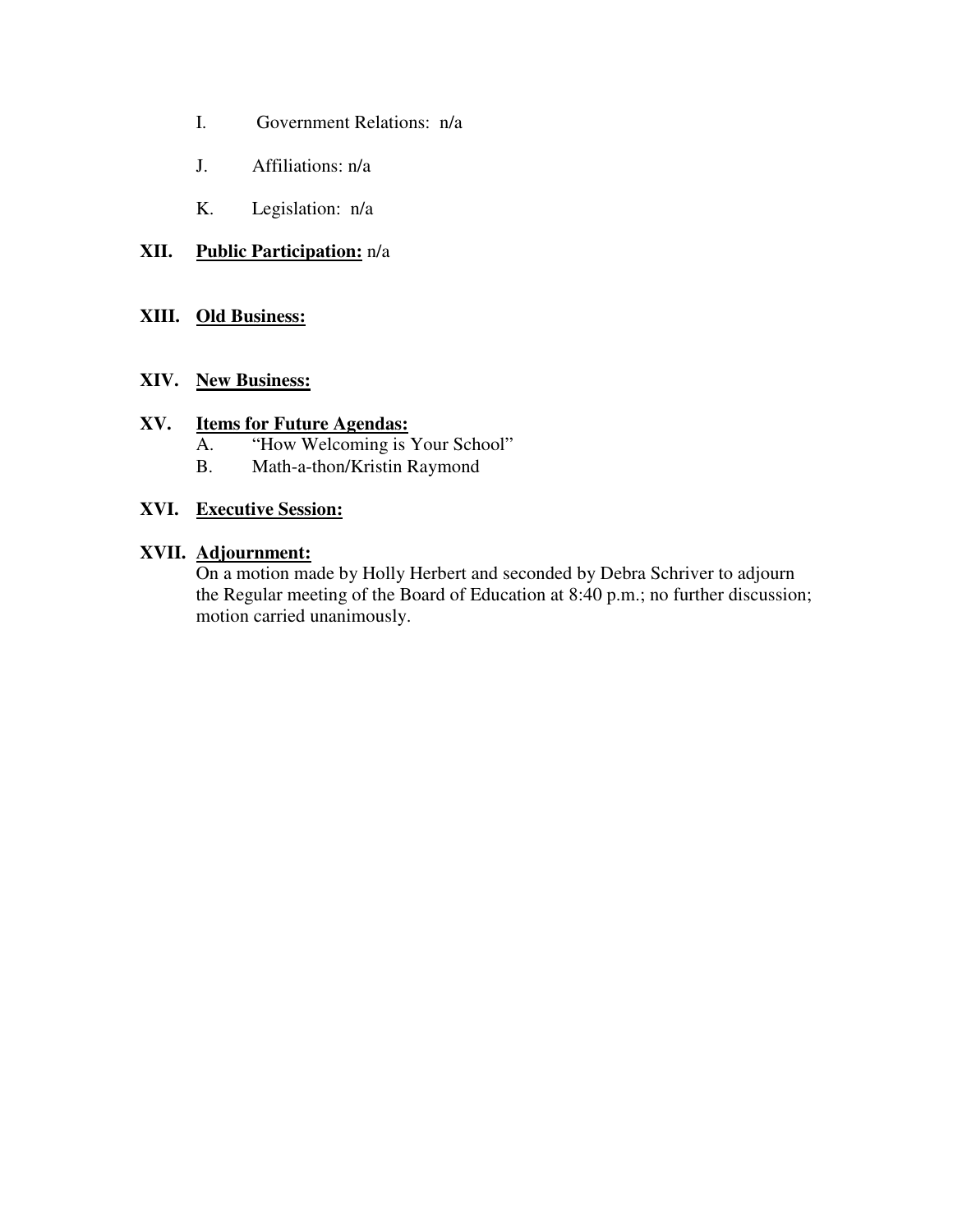I. Government Relations: n/a

J. Affiliations: n/a

K. Legislation: n/a

**XII. Public Participation:** n/a

**XIII. Old Business:**

**XIV. New Business:**

**XV. Items for Future Agendas:**

A. "How Welcoming is Your School"

B. Math-a-thon/Kristin Raymond

**XVI. Executive Session:**

**XVII. Adjournment:**

On a motion made by Holly Herbert and seconded by Debra Schriver to adjourn the Regular meeting of the Board of Education at 8:40 p.m.; no further discussion; motion carried unanimously.